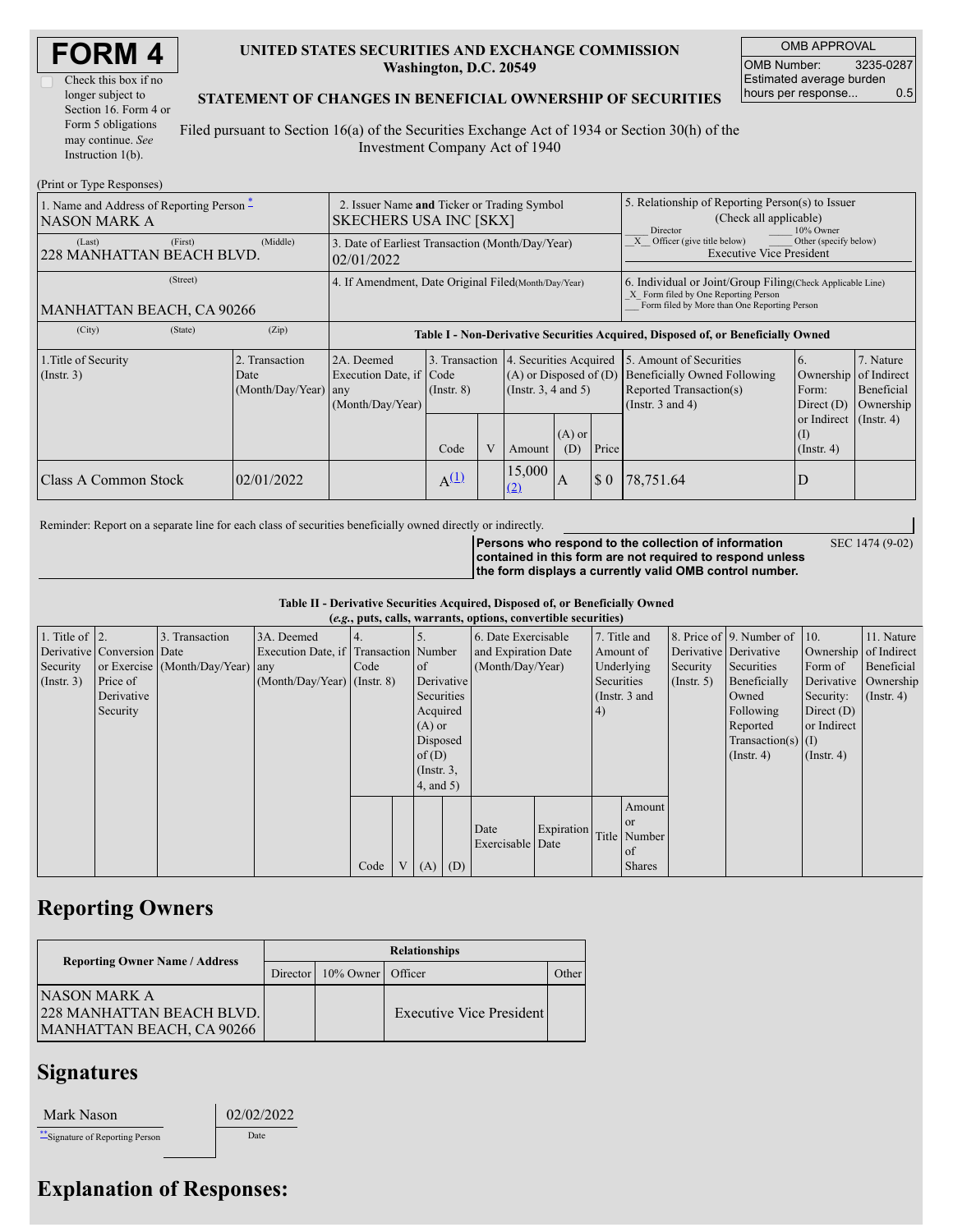# FORM 4

☐ Check this box if no longer subject to Section 16. Form 4 or Form 5 obligations may continue. *See* Instruction 1(b).

**UNITED STATES SECURITIES AND EXCHANGE COMMISSION**
**Washington, D.C. 20549**

**STATEMENT OF CHANGES IN BENEFICIAL OWNERSHIP OF SECURITIES**

Filed pursuant to Section 16(a) of the Securities Exchange Act of 1934 or Section 30(h) of the Investment Company Act of 1940

| OMB APPROVAL | |
|---|---|
| OMB Number: | 3235-0287 |
| Estimated average burden hours per response... | 0.5 |

(Print or Type Responses)

| 1. Name and Address of Reporting Person * | 2. Issuer Name **and** Ticker or Trading Symbol | 5. Relationship of Reporting Person(s) to Issuer (Check all applicable) |
|---|---|---|
| NASON MARK A | SKECHERS USA INC [SKX] | ___ Director ___ 10% Owner _X_ Officer (give title below) ___ Other (specify below) Executive Vice President |
| (Last) (First) (Middle) 228 MANHATTAN BEACH BLVD. | 3. Date of Earliest Transaction (Month/Day/Year) 02/01/2022 | |
| (Street) MANHATTAN BEACH, CA 90266 | 4. If Amendment, Date Original Filed(Month/Day/Year) | 6. Individual or Joint/Group Filing(Check Applicable Line) _X_ Form filed by One Reporting Person ___ Form filed by More than One Reporting Person |
| (City) (State) (Zip) | | |

**Table I - Non-Derivative Securities Acquired, Disposed of, or Beneficially Owned**

| 1.Title of Security (Instr. 3) | 2. Transaction Date (Month/Day/Year) | 2A. Deemed Execution Date, if any (Month/Day/Year) | 3. Transaction Code (Instr. 8) | | 4. Securities Acquired (A) or Disposed of (D) (Instr. 3, 4 and 5) | | | 5. Amount of Securities Beneficially Owned Following Reported Transaction(s) (Instr. 3 and 4) | 6. Ownership Form: Direct (D) or Indirect (I) (Instr. 4) | 7. Nature of Indirect Beneficial Ownership (Instr. 4) |
|---|---|---|---|---|---|---|---|---|---|---|
| | | | Code | V | Amount | (A) or (D) | Price | | | |
| Class A Common Stock | 02/01/2022 | | A[(1)] | | 15,000 [(2)] | A | $ 0 | 78,751.64 | D | |

Reminder: Report on a separate line for each class of securities beneficially owned directly or indirectly.

**Persons who respond to the collection of information contained in this form are not required to respond unless the form displays a currently valid OMB control number.** SEC 1474 (9-02)

**Table II - Derivative Securities Acquired, Disposed of, or Beneficially Owned**
***(e.g.*, puts, calls, warrants, options, convertible securities)**

| 1. Title of Derivative Security (Instr. 3) | 2. Conversion or Exercise Price of Derivative Security | 3. Transaction Date (Month/Day/Year) | 3A. Deemed Execution Date, if any (Month/Day/Year) | 4. Transaction Code (Instr. 8) | | 5. Number of Derivative Securities Acquired (A) or Disposed of (D) (Instr. 3, 4, and 5) | | 6. Date Exercisable and Expiration Date (Month/Day/Year) | | 7. Title and Amount of Underlying Securities (Instr. 3 and 4) | | 8. Price of Derivative Security (Instr. 5) | 9. Number of Derivative Securities Beneficially Owned Following Reported Transaction(s) (Instr. 4) | 10. Ownership Form of Derivative Security: Direct (D) or Indirect (I) (Instr. 4) | 11. Nature of Indirect Beneficial Ownership (Instr. 4) |
|---|---|---|---|---|---|---|---|---|---|---|---|---|---|---|---|
| | | | | Code | V | (A) | (D) | Date Exercisable | Expiration Date | Title | Amount or Number of Shares | | | | |

## Reporting Owners

| Reporting Owner Name / Address | Relationships | | | |
|---|---|---|---|---|
| | Director | 10% Owner | Officer | Other |
| NASON MARK A 228 MANHATTAN BEACH BLVD. MANHATTAN BEACH, CA 90266 | | | Executive Vice President | |

## Signatures

| Mark Nason | 02/02/2022 |
|---|---|
| **Signature of Reporting Person | Date |

## Explanation of Responses: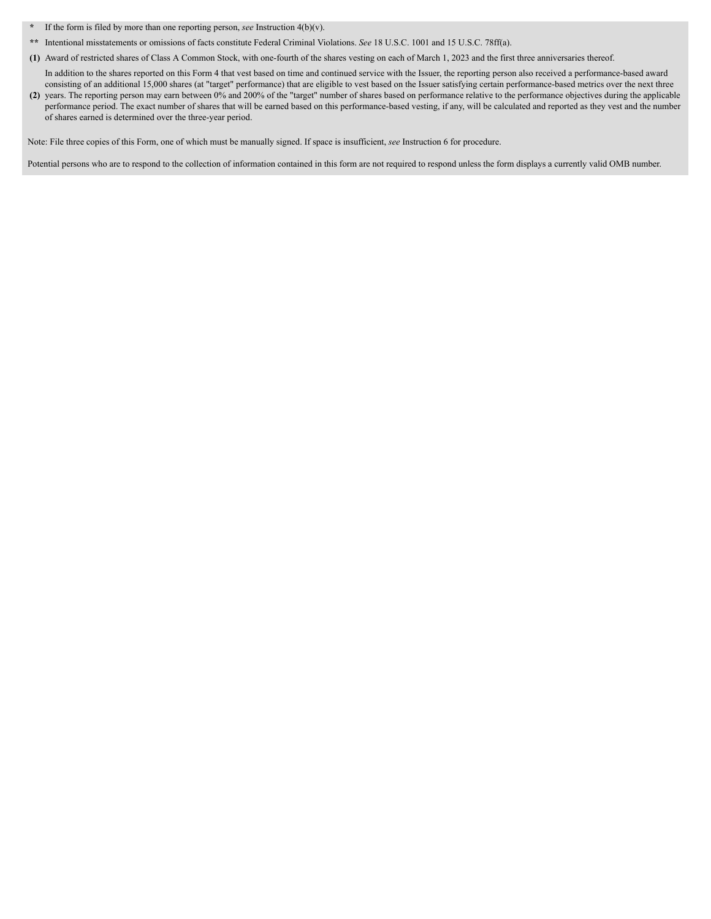\* If the form is filed by more than one reporting person, *see* Instruction 4(b)(v).

\*\* Intentional misstatements or omissions of facts constitute Federal Criminal Violations. *See* 18 U.S.C. 1001 and 15 U.S.C. 78ff(a).

**(1)** Award of restricted shares of Class A Common Stock, with one-fourth of the shares vesting on each of March 1, 2023 and the first three anniversaries thereof.

**(2)** In addition to the shares reported on this Form 4 that vest based on time and continued service with the Issuer, the reporting person also received a performance-based award consisting of an additional 15,000 shares (at "target" performance) that are eligible to vest based on the Issuer satisfying certain performance-based metrics over the next three years. The reporting person may earn between 0% and 200% of the "target" number of shares based on performance relative to the performance objectives during the applicable performance period. The exact number of shares that will be earned based on this performance-based vesting, if any, will be calculated and reported as they vest and the number of shares earned is determined over the three-year period.

Note: File three copies of this Form, one of which must be manually signed. If space is insufficient, *see* Instruction 6 for procedure.

Potential persons who are to respond to the collection of information contained in this form are not required to respond unless the form displays a currently valid OMB number.